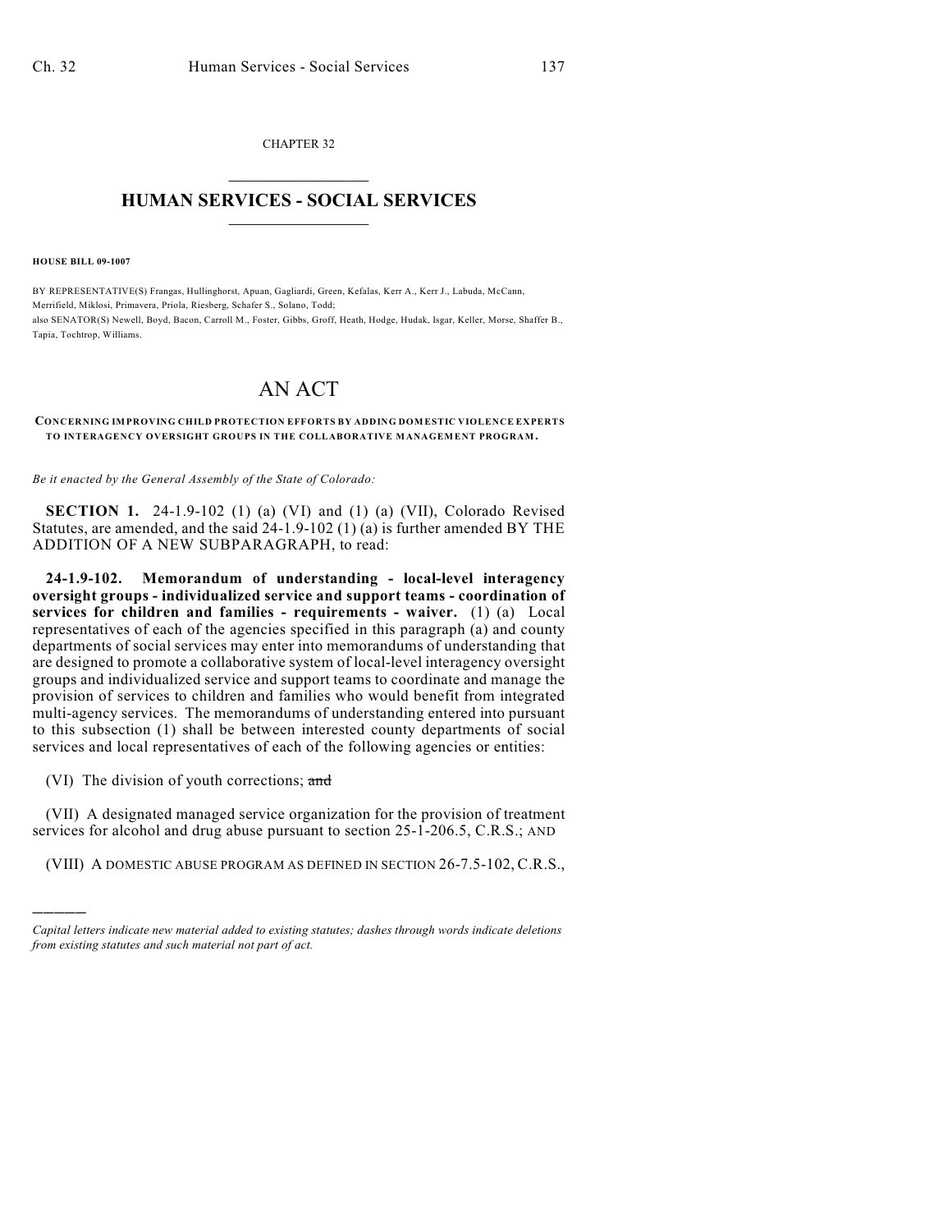CHAPTER 32

# HUMAN SERVICES - SOCIAL SERVICES

**HOUSE BILL 09-1007**

BY REPRESENTATIVE(S) Frangas, Hullinghorst, Apuan, Gagliardi, Green, Kefalas, Kerr A., Kerr J., Labuda, McCann, Merrifield, Miklosi, Primavera, Priola, Riesberg, Schafer S., Solano, Todd;
also SENATOR(S) Newell, Boyd, Bacon, Carroll M., Foster, Gibbs, Groff, Heath, Hodge, Hudak, Isgar, Keller, Morse, Shaffer B., Tapia, Tochtrop, Williams.

# AN ACT

**CONCERNING IMPROVING CHILD PROTECTION EFFORTS BY ADDING DOMESTIC VIOLENCE EXPERTS TO INTERAGENCY OVERSIGHT GROUPS IN THE COLLABORATIVE MANAGEMENT PROGRAM.**

*Be it enacted by the General Assembly of the State of Colorado:*

**SECTION 1.** 24-1.9-102 (1) (a) (VI) and (1) (a) (VII), Colorado Revised Statutes, are amended, and the said 24-1.9-102 (1) (a) is further amended BY THE ADDITION OF A NEW SUBPARAGRAPH, to read:

**24-1.9-102. Memorandum of understanding - local-level interagency oversight groups - individualized service and support teams - coordination of services for children and families - requirements - waiver.** (1) (a) Local representatives of each of the agencies specified in this paragraph (a) and county departments of social services may enter into memorandums of understanding that are designed to promote a collaborative system of local-level interagency oversight groups and individualized service and support teams to coordinate and manage the provision of services to children and families who would benefit from integrated multi-agency services. The memorandums of understanding entered into pursuant to this subsection (1) shall be between interested county departments of social services and local representatives of each of the following agencies or entities:

(VI) The division of youth corrections; ~~and~~

(VII) A designated managed service organization for the provision of treatment services for alcohol and drug abuse pursuant to section 25-1-206.5, C.R.S.; AND

(VIII) A DOMESTIC ABUSE PROGRAM AS DEFINED IN SECTION 26-7.5-102, C.R.S.,

---

*Capital letters indicate new material added to existing statutes; dashes through words indicate deletions from existing statutes and such material not part of act.*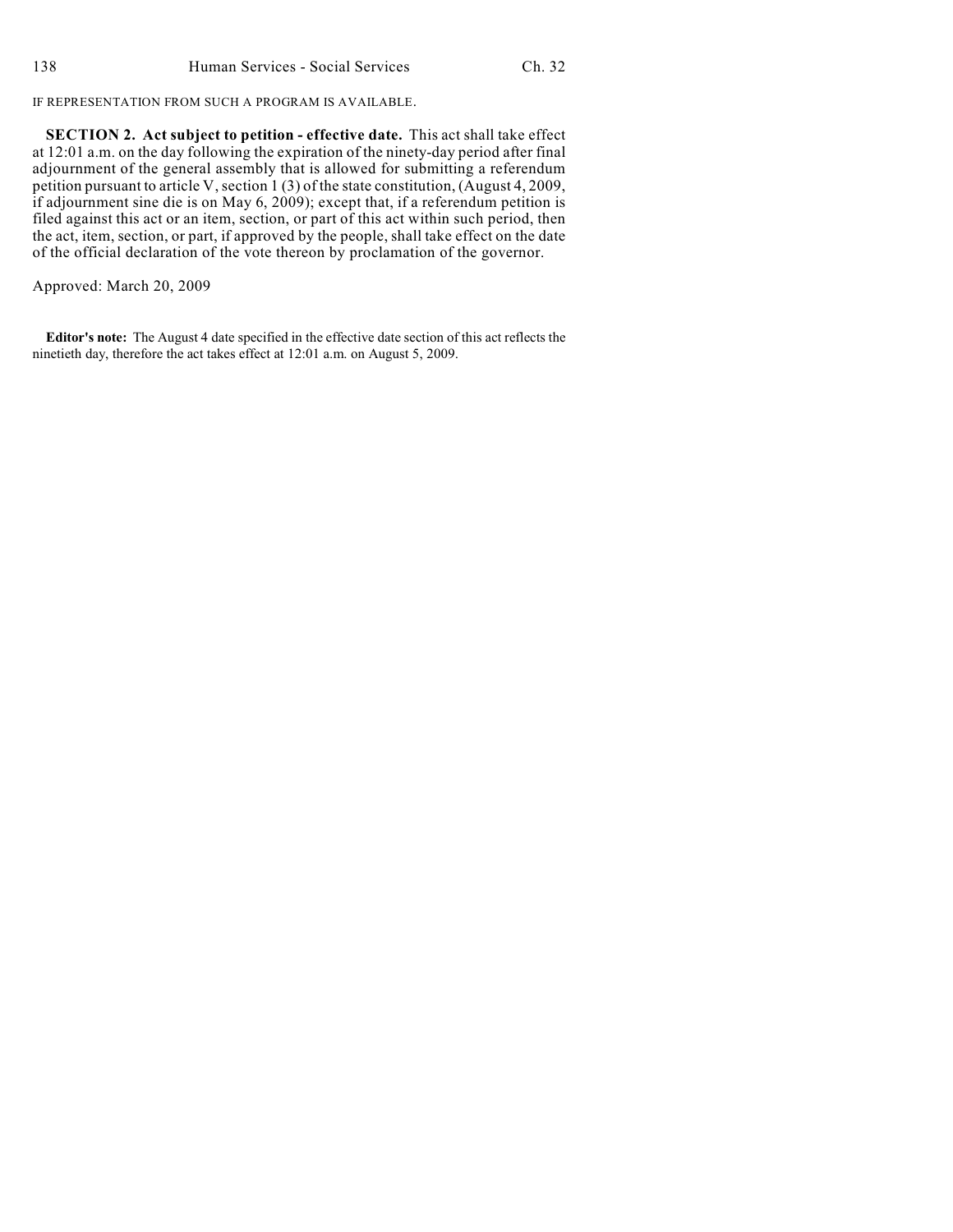IF REPRESENTATION FROM SUCH A PROGRAM IS AVAILABLE.

**SECTION 2. Act subject to petition - effective date.** This act shall take effect at 12:01 a.m. on the day following the expiration of the ninety-day period after final adjournment of the general assembly that is allowed for submitting a referendum petition pursuant to article V, section 1 (3) of the state constitution, (August 4, 2009, if adjournment sine die is on May 6, 2009); except that, if a referendum petition is filed against this act or an item, section, or part of this act within such period, then the act, item, section, or part, if approved by the people, shall take effect on the date of the official declaration of the vote thereon by proclamation of the governor.

Approved: March 20, 2009

**Editor's note:** The August 4 date specified in the effective date section of this act reflects the ninetieth day, therefore the act takes effect at 12:01 a.m. on August 5, 2009.